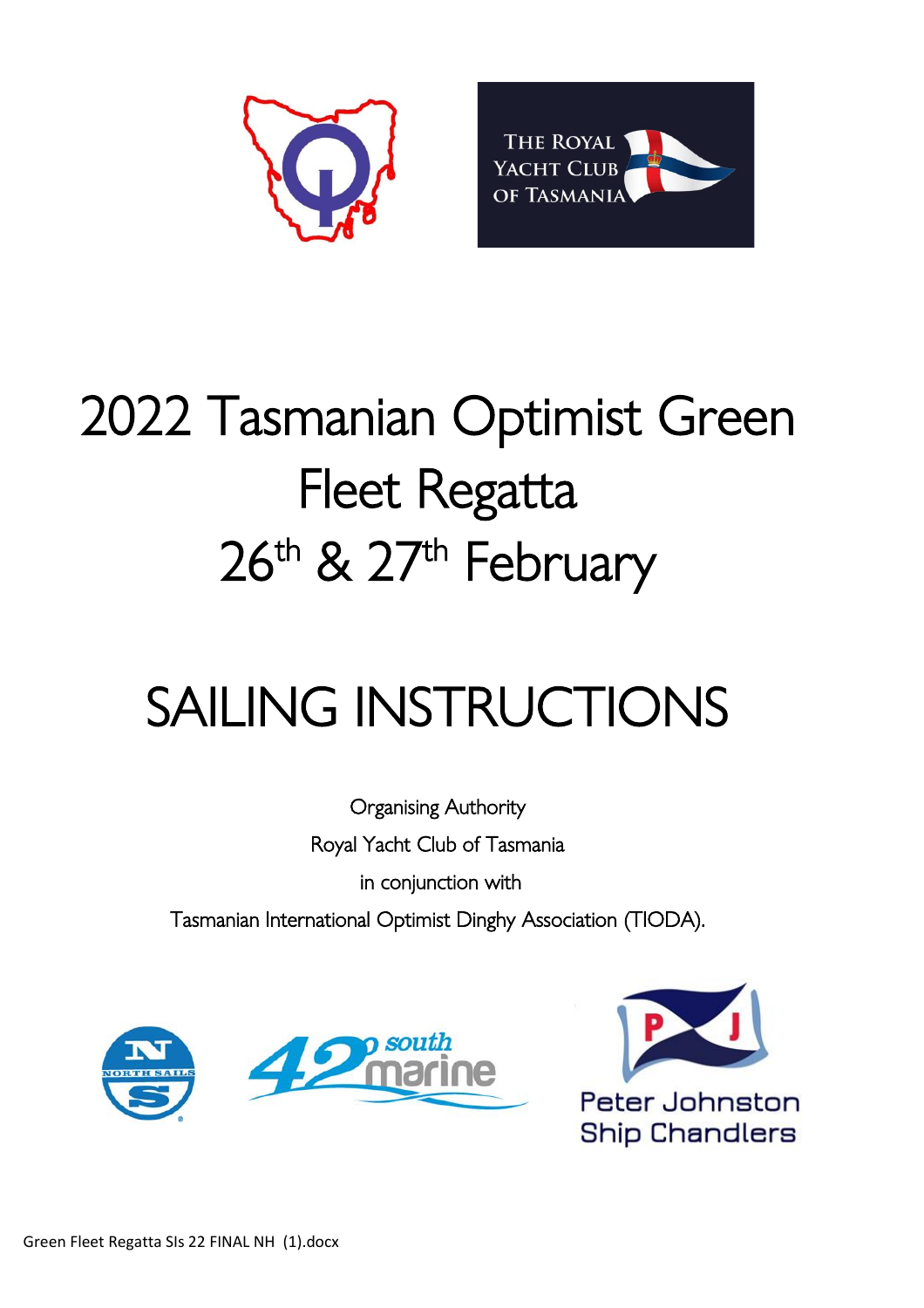# 2022 Tasmanian Optimist Green Fleet Regatta
# 26th & 27th February

# SAILING INSTRUCTIONS

Organising Authority

Royal Yacht Club of Tasmania

in conjunction with

Tasmanian International Optimist Dinghy Association (TIODA).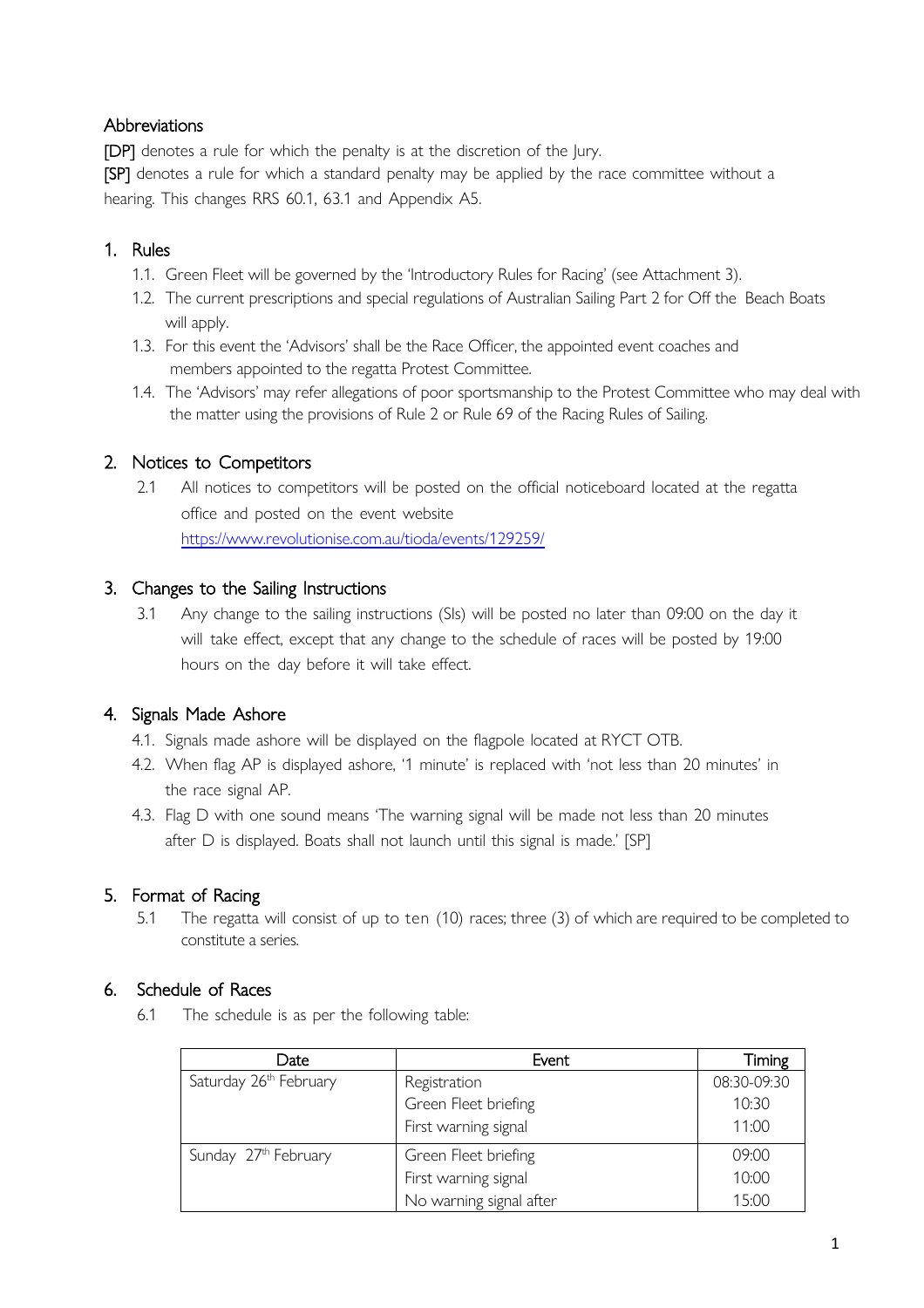## Abbreviations

[DP] denotes a rule for which the penalty is at the discretion of the Jury.

[SP] denotes a rule for which a standard penalty may be applied by the race committee without a hearing. This changes RRS 60.1, 63.1 and Appendix A5.

## 1. Rules

1.1. Green Fleet will be governed by the 'Introductory Rules for Racing' (see Attachment 3).

1.2. The current prescriptions and special regulations of Australian Sailing Part 2 for Off the Beach Boats will apply.

1.3. For this event the 'Advisors' shall be the Race Officer, the appointed event coaches and members appointed to the regatta Protest Committee.

1.4. The 'Advisors' may refer allegations of poor sportsmanship to the Protest Committee who may deal with the matter using the provisions of Rule 2 or Rule 69 of the Racing Rules of Sailing.

## 2. Notices to Competitors

2.1 All notices to competitors will be posted on the official noticeboard located at the regatta office and posted on the event website https://www.revolutionise.com.au/tioda/events/129259/

## 3. Changes to the Sailing Instructions

3.1 Any change to the sailing instructions (SIs) will be posted no later than 09:00 on the day it will take effect, except that any change to the schedule of races will be posted by 19:00 hours on the day before it will take effect.

## 4. Signals Made Ashore

4.1. Signals made ashore will be displayed on the flagpole located at RYCT OTB.

4.2. When flag AP is displayed ashore, '1 minute' is replaced with 'not less than 20 minutes' in the race signal AP.

4.3. Flag D with one sound means 'The warning signal will be made not less than 20 minutes after D is displayed. Boats shall not launch until this signal is made.' [SP]

## 5. Format of Racing

5.1 The regatta will consist of up to ten (10) races; three (3) of which are required to be completed to constitute a series.

## 6. Schedule of Races

6.1 The schedule is as per the following table:

| Date | Event | Timing |
|---|---|---|
| Saturday 26th February | Registration | 08:30-09:30 |
| | Green Fleet briefing | 10:30 |
| | First warning signal | 11:00 |
| Sunday 27th February | Green Fleet briefing | 09:00 |
| | First warning signal | 10:00 |
| | No warning signal after | 15:00 |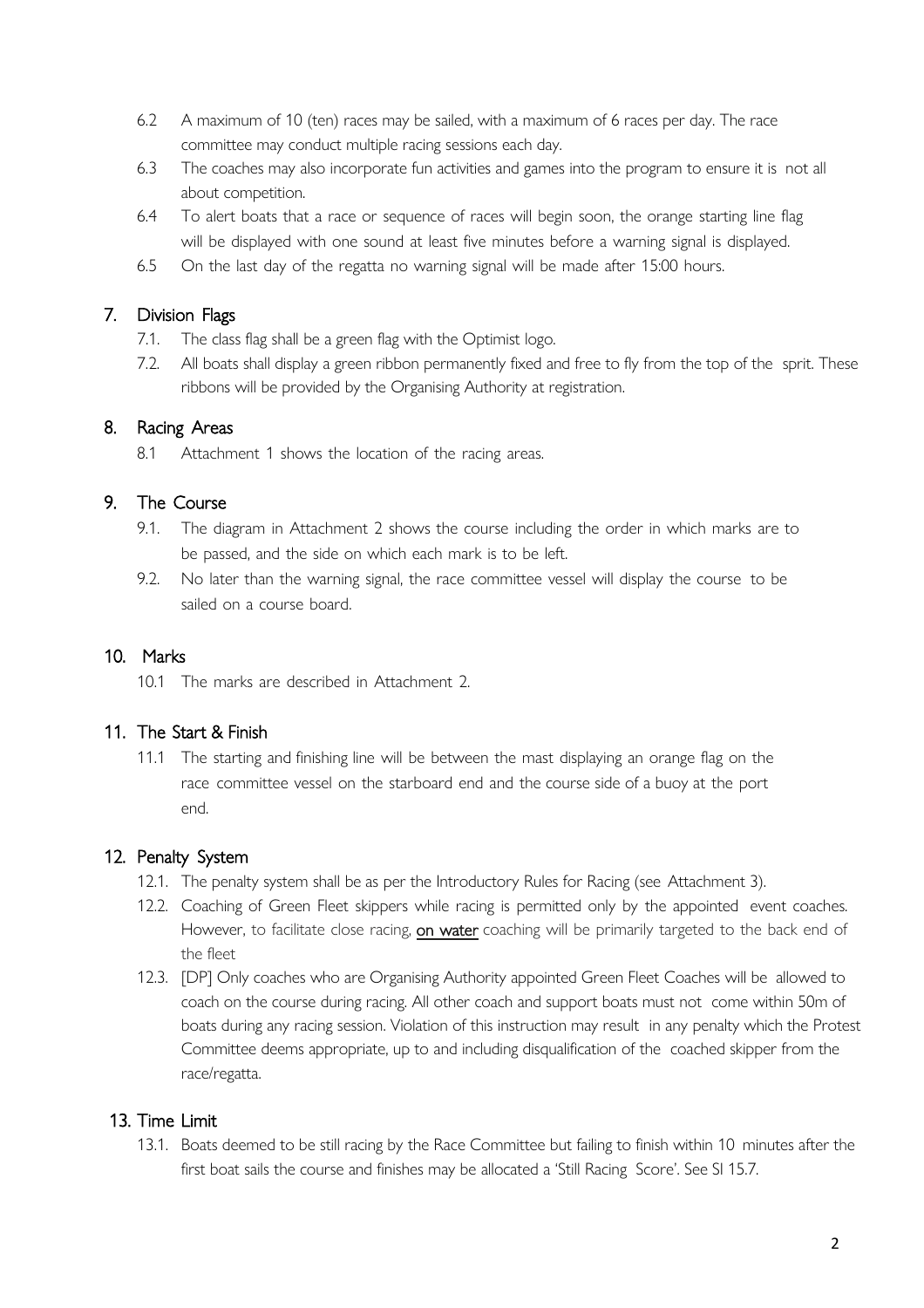6.2 A maximum of 10 (ten) races may be sailed, with a maximum of 6 races per day. The race committee may conduct multiple racing sessions each day.

6.3 The coaches may also incorporate fun activities and games into the program to ensure it is not all about competition.

6.4 To alert boats that a race or sequence of races will begin soon, the orange starting line flag will be displayed with one sound at least five minutes before a warning signal is displayed.

6.5 On the last day of the regatta no warning signal will be made after 15:00 hours.

## 7. Division Flags

7.1. The class flag shall be a green flag with the Optimist logo.

7.2. All boats shall display a green ribbon permanently fixed and free to fly from the top of the sprit. These ribbons will be provided by the Organising Authority at registration.

## 8. Racing Areas

8.1 Attachment 1 shows the location of the racing areas.

## 9. The Course

9.1. The diagram in Attachment 2 shows the course including the order in which marks are to be passed, and the side on which each mark is to be left.

9.2. No later than the warning signal, the race committee vessel will display the course to be sailed on a course board.

## 10. Marks

10.1 The marks are described in Attachment 2.

## 11. The Start & Finish

11.1 The starting and finishing line will be between the mast displaying an orange flag on the race committee vessel on the starboard end and the course side of a buoy at the port end.

## 12. Penalty System

12.1. The penalty system shall be as per the Introductory Rules for Racing (see Attachment 3).

12.2. Coaching of Green Fleet skippers while racing is permitted only by the appointed event coaches. However, to facilitate close racing, **on water** coaching will be primarily targeted to the back end of the fleet

12.3. [DP] Only coaches who are Organising Authority appointed Green Fleet Coaches will be allowed to coach on the course during racing. All other coach and support boats must not come within 50m of boats during any racing session. Violation of this instruction may result in any penalty which the Protest Committee deems appropriate, up to and including disqualification of the coached skipper from the race/regatta.

## 13. Time Limit

13.1. Boats deemed to be still racing by the Race Committee but failing to finish within 10 minutes after the first boat sails the course and finishes may be allocated a 'Still Racing Score'. See SI 15.7.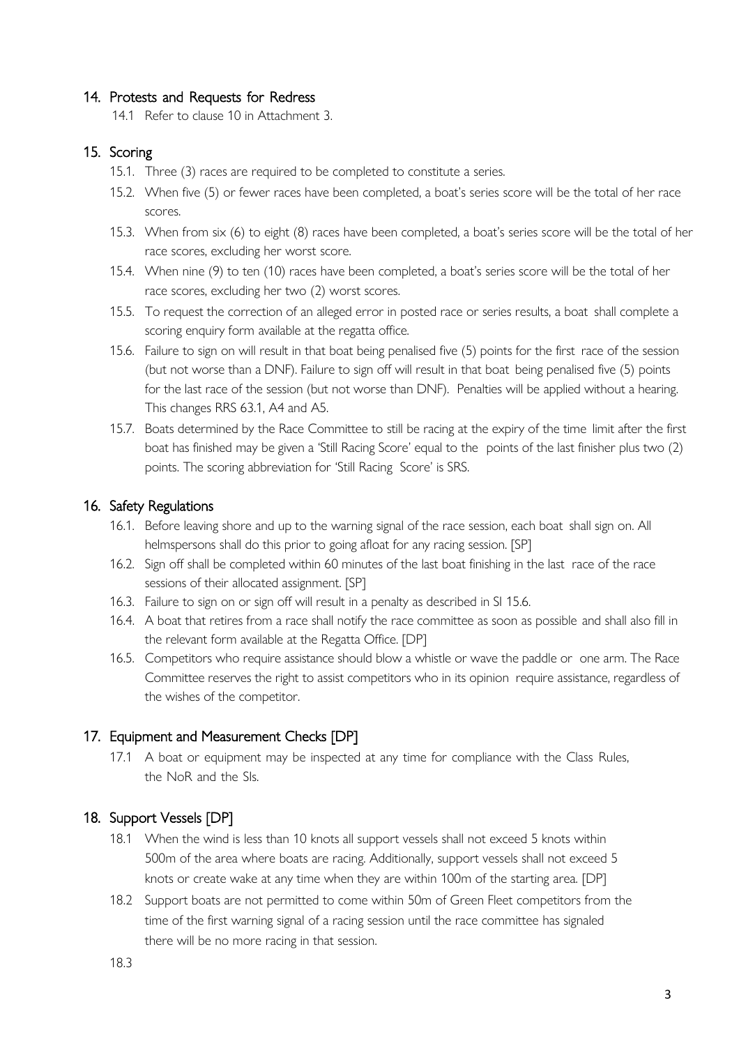## 14. Protests and Requests for Redress

14.1 Refer to clause 10 in Attachment 3.

## 15. Scoring

15.1. Three (3) races are required to be completed to constitute a series.

15.2. When five (5) or fewer races have been completed, a boat's series score will be the total of her race scores.

15.3. When from six (6) to eight (8) races have been completed, a boat's series score will be the total of her race scores, excluding her worst score.

15.4. When nine (9) to ten (10) races have been completed, a boat's series score will be the total of her race scores, excluding her two (2) worst scores.

15.5. To request the correction of an alleged error in posted race or series results, a boat shall complete a scoring enquiry form available at the regatta office.

15.6. Failure to sign on will result in that boat being penalised five (5) points for the first race of the session (but not worse than a DNF). Failure to sign off will result in that boat being penalised five (5) points for the last race of the session (but not worse than DNF). Penalties will be applied without a hearing. This changes RRS 63.1, A4 and A5.

15.7. Boats determined by the Race Committee to still be racing at the expiry of the time limit after the first boat has finished may be given a 'Still Racing Score' equal to the points of the last finisher plus two (2) points. The scoring abbreviation for 'Still Racing Score' is SRS.

## 16. Safety Regulations

16.1. Before leaving shore and up to the warning signal of the race session, each boat shall sign on. All helmspersons shall do this prior to going afloat for any racing session. [SP]

16.2. Sign off shall be completed within 60 minutes of the last boat finishing in the last race of the race sessions of their allocated assignment. [SP]

16.3. Failure to sign on or sign off will result in a penalty as described in SI 15.6.

16.4. A boat that retires from a race shall notify the race committee as soon as possible and shall also fill in the relevant form available at the Regatta Office. [DP]

16.5. Competitors who require assistance should blow a whistle or wave the paddle or one arm. The Race Committee reserves the right to assist competitors who in its opinion require assistance, regardless of the wishes of the competitor.

## 17. Equipment and Measurement Checks [DP]

17.1 A boat or equipment may be inspected at any time for compliance with the Class Rules, the NoR and the SIs.

## 18. Support Vessels [DP]

18.1 When the wind is less than 10 knots all support vessels shall not exceed 5 knots within 500m of the area where boats are racing. Additionally, support vessels shall not exceed 5 knots or create wake at any time when they are within 100m of the starting area. [DP]

18.2 Support boats are not permitted to come within 50m of Green Fleet competitors from the time of the first warning signal of a racing session until the race committee has signaled there will be no more racing in that session.

18.3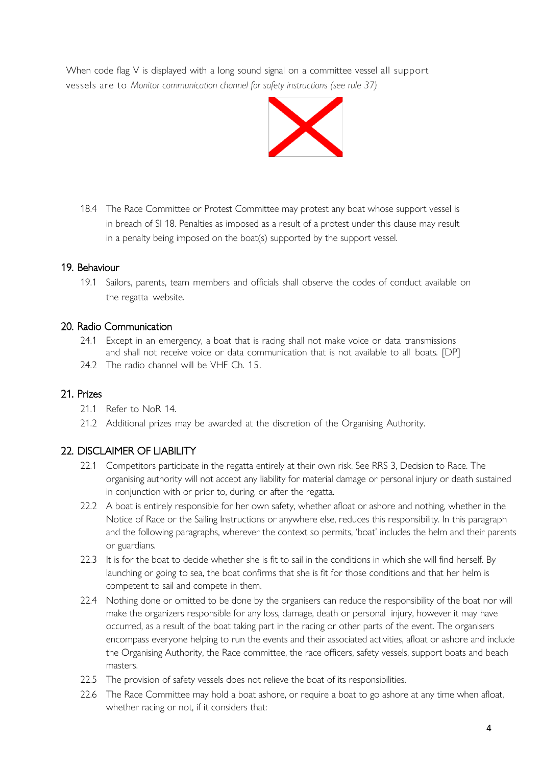When code flag V is displayed with a long sound signal on a committee vessel all support vessels are to *Monitor communication channel for safety instructions (see rule 37)*

18.4 The Race Committee or Protest Committee may protest any boat whose support vessel is in breach of SI 18. Penalties as imposed as a result of a protest under this clause may result in a penalty being imposed on the boat(s) supported by the support vessel.

## 19. Behaviour

19.1 Sailors, parents, team members and officials shall observe the codes of conduct available on the regatta website.

## 20. Radio Communication

24.1 Except in an emergency, a boat that is racing shall not make voice or data transmissions and shall not receive voice or data communication that is not available to all boats. [DP]

24.2 The radio channel will be VHF Ch. 15.

## 21. Prizes

21.1 Refer to NoR 14.

21.2 Additional prizes may be awarded at the discretion of the Organising Authority.

## 22. DISCLAIMER OF LIABILITY

22.1 Competitors participate in the regatta entirely at their own risk. See RRS 3, Decision to Race. The organising authority will not accept any liability for material damage or personal injury or death sustained in conjunction with or prior to, during, or after the regatta.

22.2 A boat is entirely responsible for her own safety, whether afloat or ashore and nothing, whether in the Notice of Race or the Sailing Instructions or anywhere else, reduces this responsibility. In this paragraph and the following paragraphs, wherever the context so permits, 'boat' includes the helm and their parents or guardians.

22.3 It is for the boat to decide whether she is fit to sail in the conditions in which she will find herself. By launching or going to sea, the boat confirms that she is fit for those conditions and that her helm is competent to sail and compete in them.

22.4 Nothing done or omitted to be done by the organisers can reduce the responsibility of the boat nor will make the organizers responsible for any loss, damage, death or personal injury, however it may have occurred, as a result of the boat taking part in the racing or other parts of the event. The organisers encompass everyone helping to run the events and their associated activities, afloat or ashore and include the Organising Authority, the Race committee, the race officers, safety vessels, support boats and beach masters.

22.5 The provision of safety vessels does not relieve the boat of its responsibilities.

22.6 The Race Committee may hold a boat ashore, or require a boat to go ashore at any time when afloat, whether racing or not, if it considers that: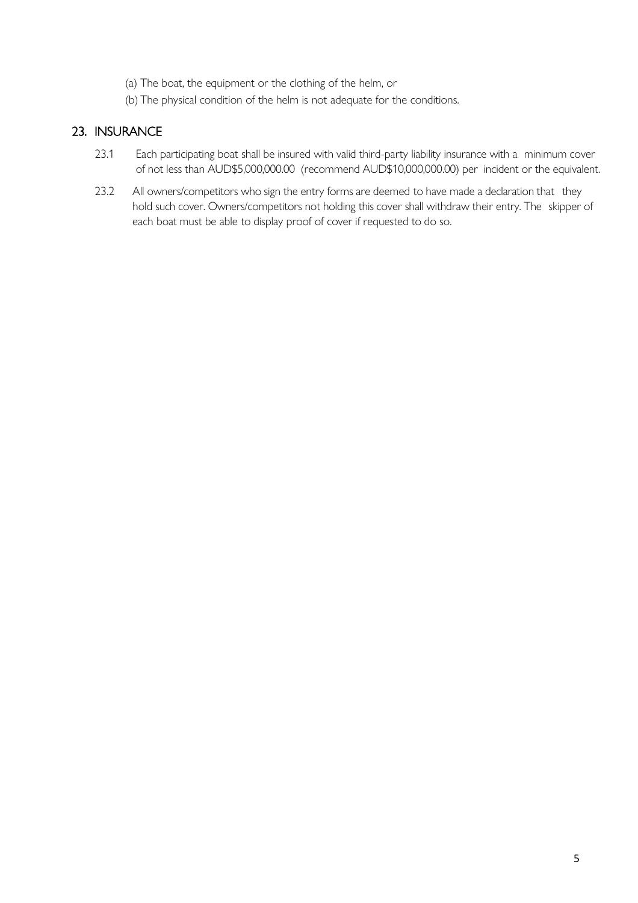(a) The boat, the equipment or the clothing of the helm, or

(b) The physical condition of the helm is not adequate for the conditions.

## 23. INSURANCE

23.1 Each participating boat shall be insured with valid third-party liability insurance with a minimum cover of not less than AUD$5,000,000.00 (recommend AUD$10,000,000.00) per incident or the equivalent.

23.2 All owners/competitors who sign the entry forms are deemed to have made a declaration that they hold such cover. Owners/competitors not holding this cover shall withdraw their entry. The skipper of each boat must be able to display proof of cover if requested to do so.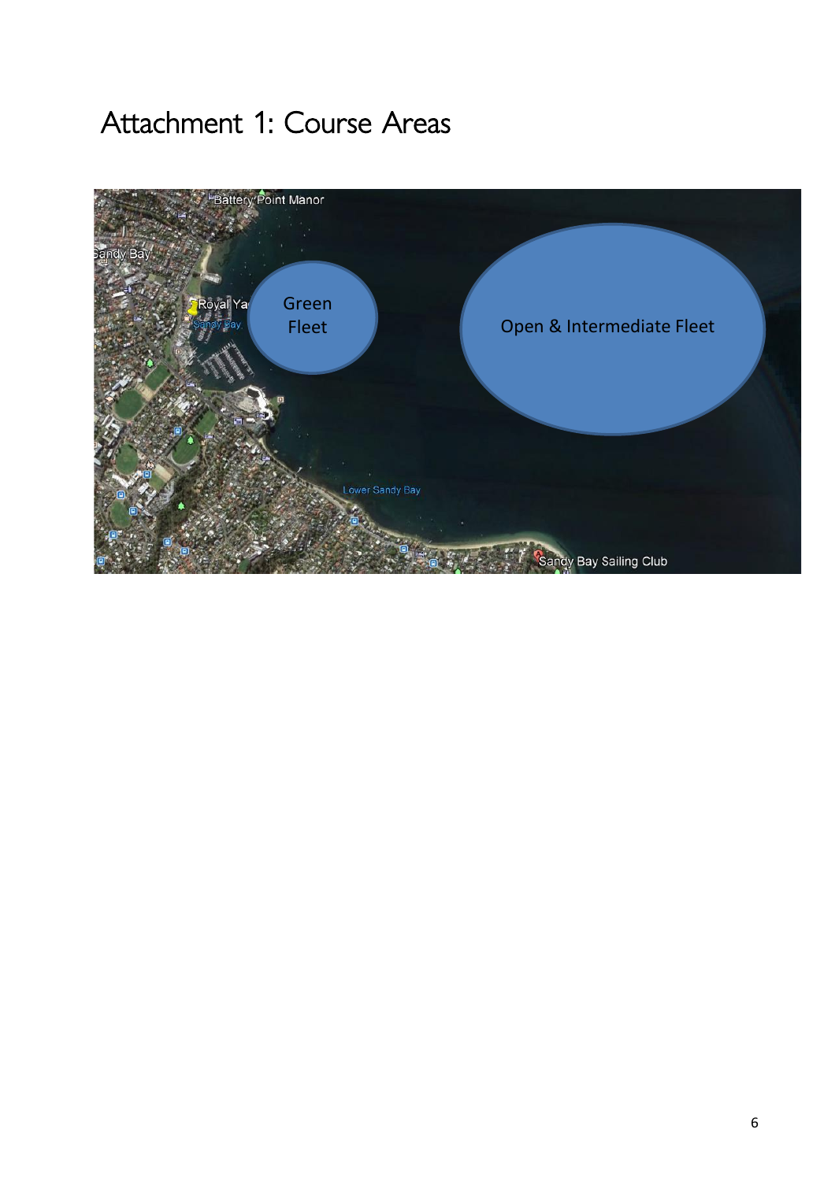# Attachment 1: Course Areas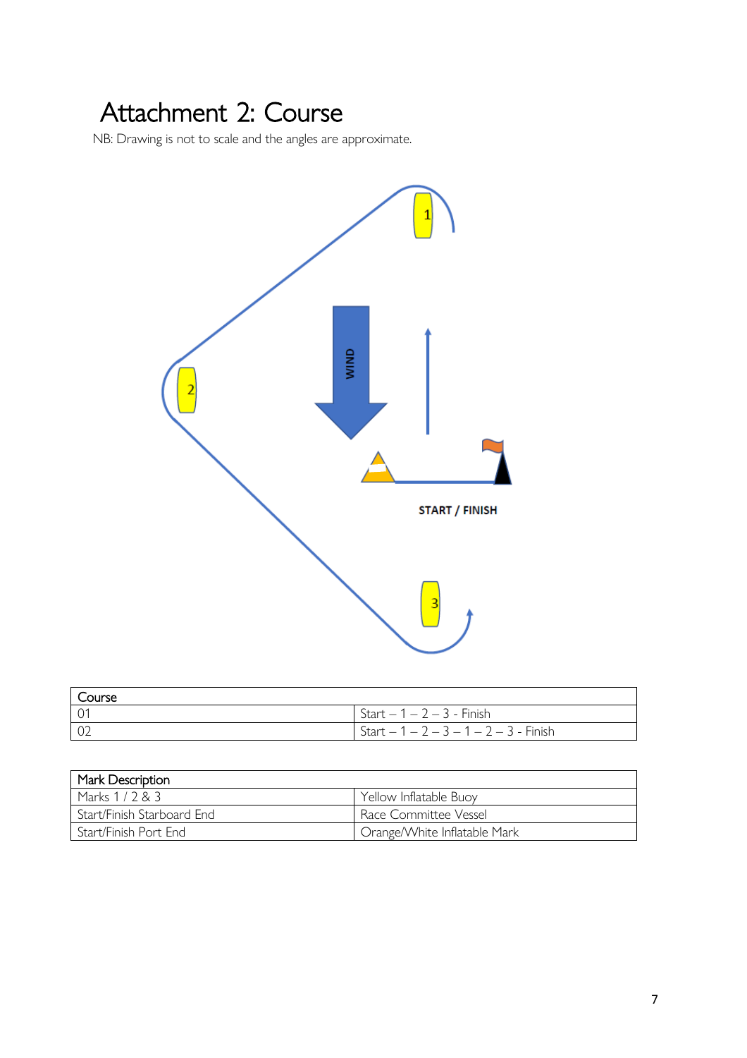# Attachment 2: Course

NB: Drawing is not to scale and the angles are approximate.

| Course | |
|---|---|
| 01 | Start – 1 – 2 – 3 - Finish |
| 02 | Start – 1 – 2 – 3 – 1 – 2 – 3 - Finish |

| Mark Description | |
|---|---|
| Marks 1 / 2 & 3 | Yellow Inflatable Buoy |
| Start/Finish Starboard End | Race Committee Vessel |
| Start/Finish Port End | Orange/White Inflatable Mark |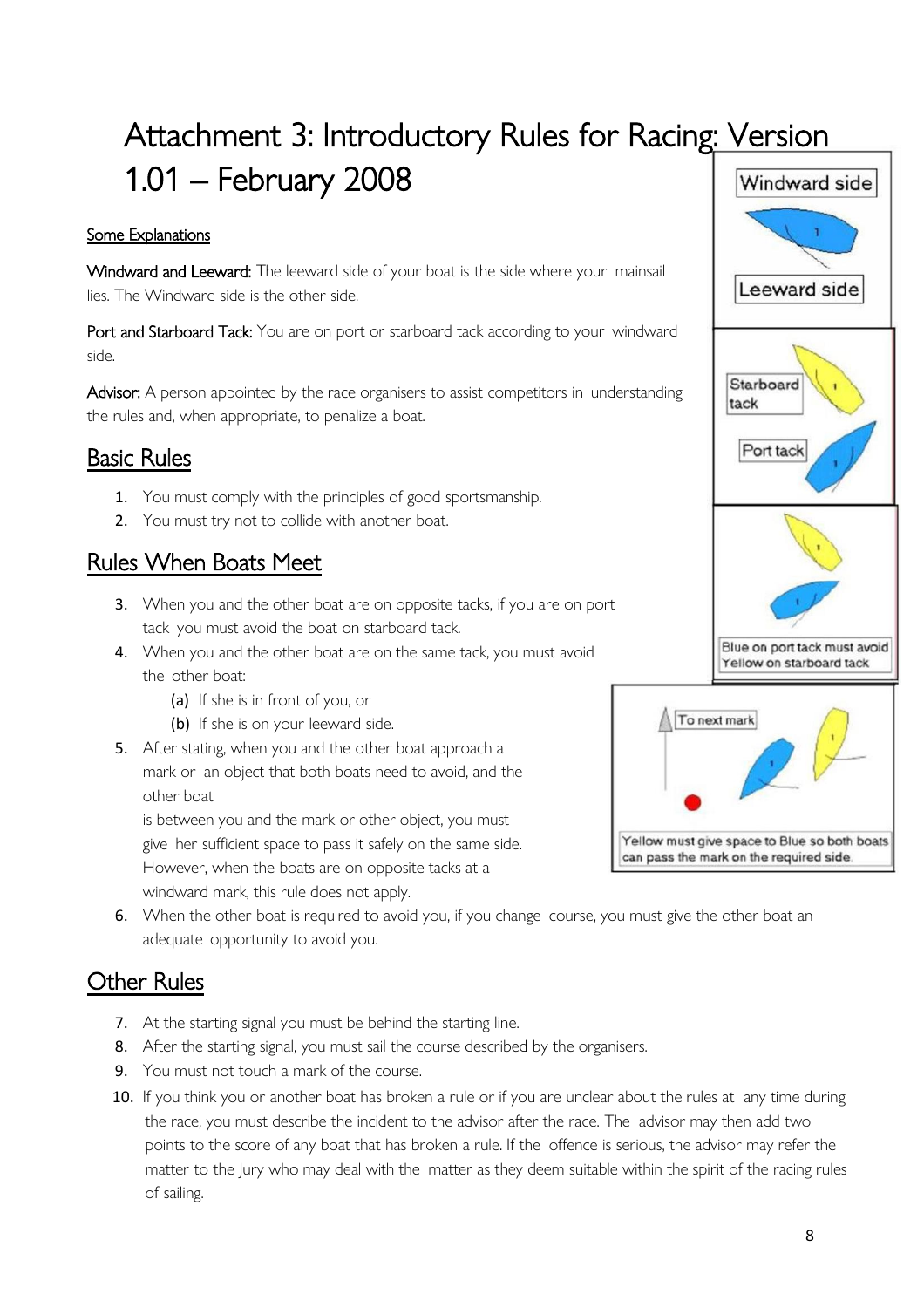# Attachment 3: Introductory Rules for Racing: Version 1.01 – February 2008

Some Explanations

**Windward and Leeward:** The leeward side of your boat is the side where your mainsail lies. The Windward side is the other side.

**Port and Starboard Tack:** You are on port or starboard tack according to your windward side.

**Advisor:** A person appointed by the race organisers to assist competitors in understanding the rules and, when appropriate, to penalize a boat.

Windward side

Leeward side

Starboard tack

Port tack

Blue on port tack must avoid Yellow on starboard tack

## Basic Rules

1. You must comply with the principles of good sportsmanship.
2. You must try not to collide with another boat.

## Rules When Boats Meet

3. When you and the other boat are on opposite tacks, if you are on port tack you must avoid the boat on starboard tack.
4. When you and the other boat are on the same tack, you must avoid the other boat:
   - (a) If she is in front of you, or
   - (b) If she is on your leeward side.
5. After stating, when you and the other boat approach a mark or an object that both boats need to avoid, and the other boat is between you and the mark or other object, you must give her sufficient space to pass it safely on the same side. However, when the boats are on opposite tacks at a windward mark, this rule does not apply.
6. When the other boat is required to avoid you, if you change course, you must give the other boat an adequate opportunity to avoid you.

To next mark

Yellow must give space to Blue so both boats can pass the mark on the required side.

## Other Rules

7. At the starting signal you must be behind the starting line.
8. After the starting signal, you must sail the course described by the organisers.
9. You must not touch a mark of the course.
10. If you think you or another boat has broken a rule or if you are unclear about the rules at any time during the race, you must describe the incident to the advisor after the race. The advisor may then add two points to the score of any boat that has broken a rule. If the offence is serious, the advisor may refer the matter to the Jury who may deal with the matter as they deem suitable within the spirit of the racing rules of sailing.